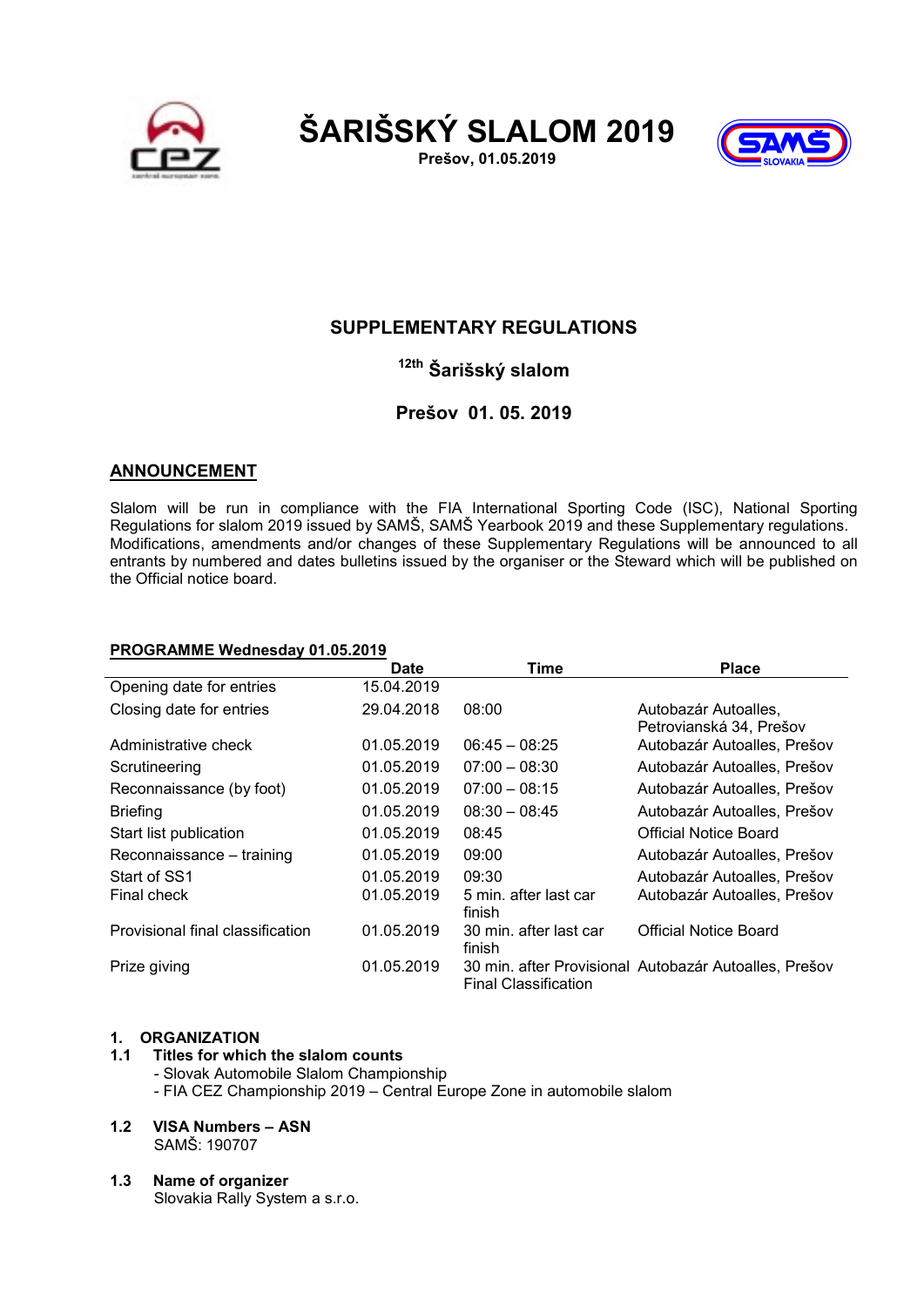# ŠARIŠSKÝ SLALOM 2019

**Prešov, 01.05.2019**

## SUPPLEMENTARY REGULATIONS

### 12th Šarišský slalom

### Prešov 01. 05. 2019

## ANNOUNCEMENT

Slalom will be run in compliance with the FIA International Sporting Code (ISC), National Sporting Regulations for slalom 2019 issued by SAMŠ, SAMŠ Yearbook 2019 and these Supplementary regulations. Modifications, amendments and/or changes of these Supplementary Regulations will be announced to all entrants by numbered and dates bulletins issued by the organiser or the Steward which will be published on the Official notice board.

**PROGRAMME Wednesday 01.05.2019**

| | Date | Time | Place |
|---|---|---|---|
| Opening date for entries | 15.04.2019 | | |
| Closing date for entries | 29.04.2018 | 08:00 | Autobazár Autoalles, Petrovianská 34, Prešov |
| Administrative check | 01.05.2019 | 06:45 – 08:25 | Autobazár Autoalles, Prešov |
| Scrutineering | 01.05.2019 | 07:00 – 08:30 | Autobazár Autoalles, Prešov |
| Reconnaissance (by foot) | 01.05.2019 | 07:00 – 08:15 | Autobazár Autoalles, Prešov |
| Briefing | 01.05.2019 | 08:30 – 08:45 | Autobazár Autoalles, Prešov |
| Start list publication | 01.05.2019 | 08:45 | Official Notice Board |
| Reconnaissance – training | 01.05.2019 | 09:00 | Autobazár Autoalles, Prešov |
| Start of SS1 | 01.05.2019 | 09:30 | Autobazár Autoalles, Prešov |
| Final check | 01.05.2019 | 5 min. after last car finish | Autobazár Autoalles, Prešov |
| Provisional final classification | 01.05.2019 | 30 min. after last car finish | Official Notice Board |
| Prize giving | 01.05.2019 | 30 min. after Provisional Final Classification | Autobazár Autoalles, Prešov |

### 1. ORGANIZATION

**1.1 Titles for which the slalom counts**

- Slovak Automobile Slalom Championship
- FIA CEZ Championship 2019 – Central Europe Zone in automobile slalom

**1.2 VISA Numbers – ASN**

SAMŠ: 190707

**1.3 Name of organizer**

Slovakia Rally System a s.r.o.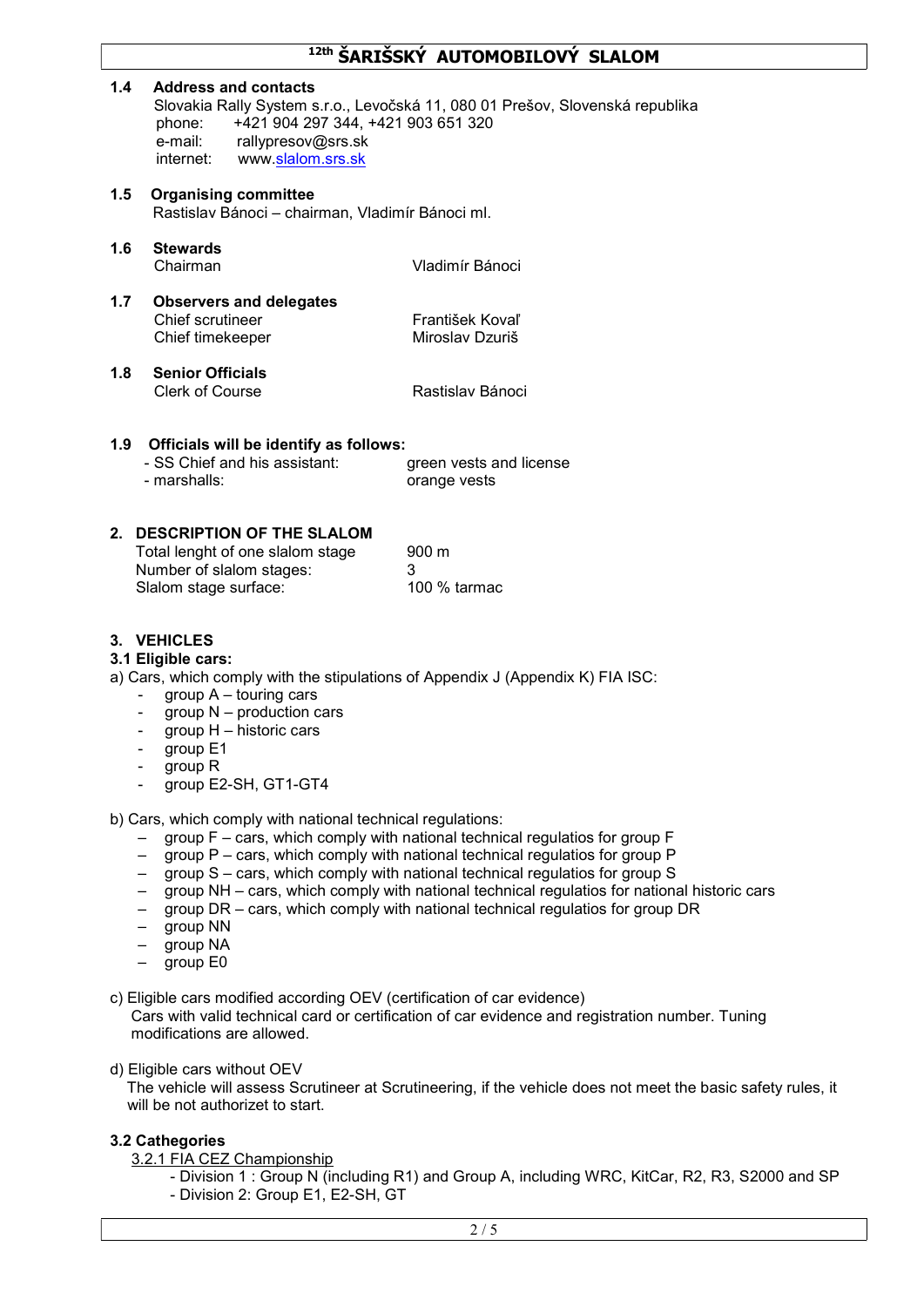## 1.4 Address and contacts

Slovakia Rally System s.r.o., Levočská 11, 080 01 Prešov, Slovenská republika
phone: +421 904 297 344, +421 903 651 320
e-mail: rallypresov@srs.sk
internet: www.slalom.srs.sk

## 1.5 Organising committee

Rastislav Bánoci – chairman, Vladimír Bánoci ml.

## 1.6 Stewards

| | |
|---|---|
| Chairman | Vladimír Bánoci |

## 1.7 Observers and delegates

| | |
|---|---|
| Chief scrutineer | František Kovaľ |
| Chief timekeeper | Miroslav Dzuriš |

## 1.8 Senior Officials

| | |
|---|---|
| Clerk of Course | Rastislav Bánoci |

## 1.9 Officials will be identify as follows:

| | |
|---|---|
| - SS Chief and his assistant: | green vests and license |
| - marshalls: | orange vests |

# 2. DESCRIPTION OF THE SLALOM

| | |
|---|---|
| Total lenght of one slalom stage | 900 m |
| Number of slalom stages: | 3 |
| Slalom stage surface: | 100 % tarmac |

# 3. VEHICLES

## 3.1 Eligible cars:

a) Cars, which comply with the stipulations of Appendix J (Appendix K) FIA ISC:

- group A – touring cars
- group N – production cars
- group H – historic cars
- group E1
- group R
- group E2-SH, GT1-GT4

b) Cars, which comply with national technical regulations:

- group F – cars, which comply with national technical regulatios for group F
- group P – cars, which comply with national technical regulatios for group P
- group S – cars, which comply with national technical regulatios for group S
- group NH – cars, which comply with national technical regulatios for national historic cars
- group DR – cars, which comply with national technical regulatios for group DR
- group NN
- group NA
- group E0

c) Eligible cars modified according OEV (certification of car evidence)
Cars with valid technical card or certification of car evidence and registration number. Tuning modifications are allowed.

d) Eligible cars without OEV
The vehicle will assess Scrutineer at Scrutineering, if the vehicle does not meet the basic safety rules, it will be not authorizet to start.

## 3.2 Cathegories

3.2.1 FIA CEZ Championship

- Division 1 : Group N (including R1) and Group A, including WRC, KitCar, R2, R3, S2000 and SP
- Division 2: Group E1, E2-SH, GT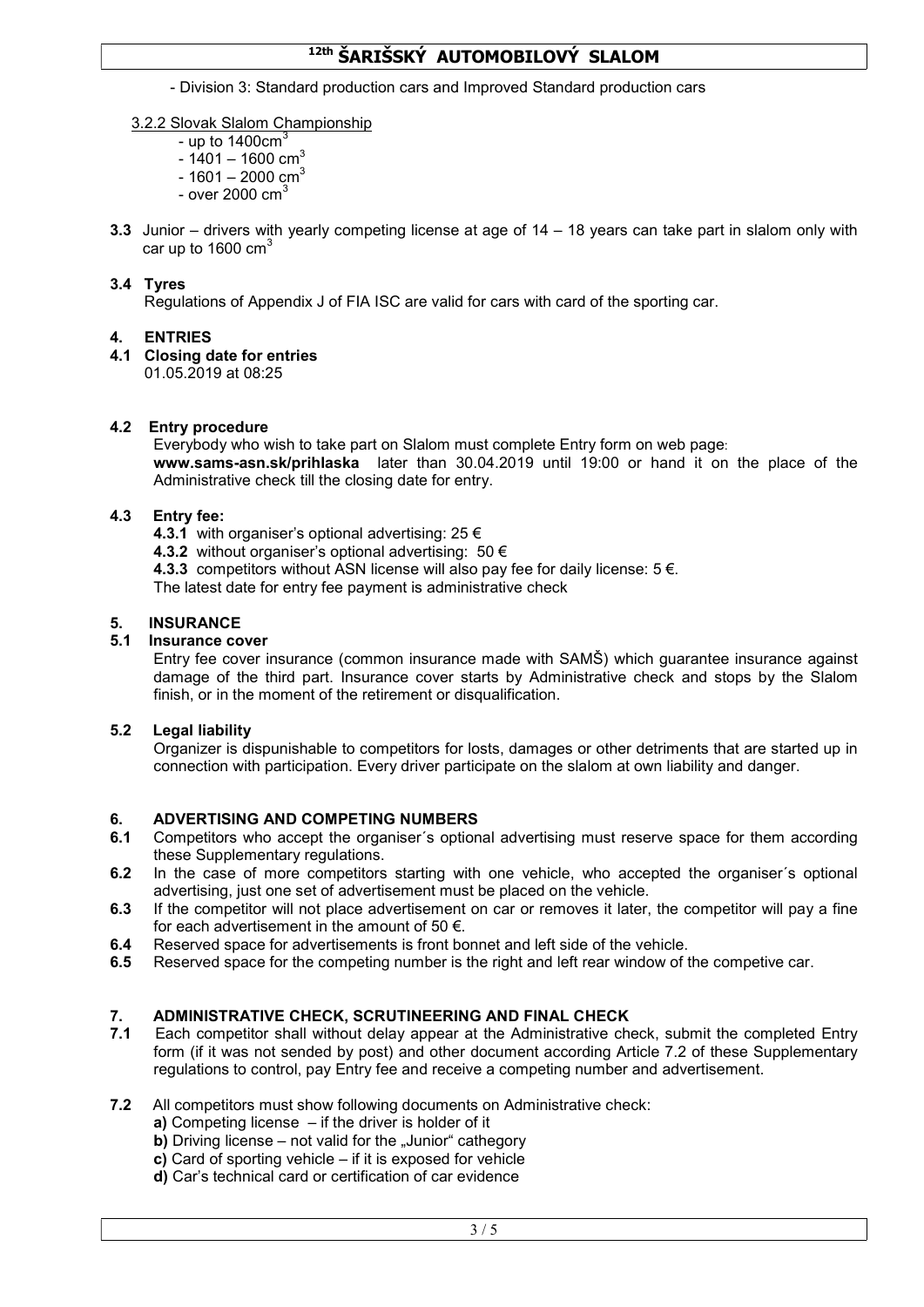- Division 3: Standard production cars and Improved Standard production cars

3.2.2 Slovak Slalom Championship

- up to 1400cm$^3$
- 1401 – 1600 cm$^3$
- 1601 – 2000 cm$^3$
- over 2000 cm$^3$

**3.3** Junior – drivers with yearly competing license at age of 14 – 18 years can take part in slalom only with car up to 1600 cm$^3$

**3.4 Tyres**

Regulations of Appendix J of FIA ISC are valid for cars with card of the sporting car.

## 4. ENTRIES

**4.1 Closing date for entries**

01.05.2019 at 08:25

**4.2 Entry procedure**

Everybody who wish to take part on Slalom must complete Entry form on web page: **www.sams-asn.sk/prihlaska** later than 30.04.2019 until 19:00 or hand it on the place of the Administrative check till the closing date for entry.

**4.3 Entry fee:**

**4.3.1** with organiser's optional advertising: 25 €

**4.3.2** without organiser's optional advertising: 50 €

**4.3.3** competitors without ASN license will also pay fee for daily license: 5 €.

The latest date for entry fee payment is administrative check

## 5. INSURANCE

**5.1 Insurance cover**

Entry fee cover insurance (common insurance made with SAMŠ) which guarantee insurance against damage of the third part. Insurance cover starts by Administrative check and stops by the Slalom finish, or in the moment of the retirement or disqualification.

**5.2 Legal liability**

Organizer is dispunishable to competitors for losts, damages or other detriments that are started up in connection with participation. Every driver participate on the slalom at own liability and danger.

## 6. ADVERTISING AND COMPETING NUMBERS

**6.1** Competitors who accept the organiser´s optional advertising must reserve space for them according these Supplementary regulations.

**6.2** In the case of more competitors starting with one vehicle, who accepted the organiser´s optional advertising, just one set of advertisement must be placed on the vehicle.

**6.3** If the competitor will not place advertisement on car or removes it later, the competitor will pay a fine for each advertisement in the amount of 50 €.

**6.4** Reserved space for advertisements is front bonnet and left side of the vehicle.

**6.5** Reserved space for the competing number is the right and left rear window of the competive car.

## 7. ADMINISTRATIVE CHECK, SCRUTINEERING AND FINAL CHECK

**7.1** Each competitor shall without delay appear at the Administrative check, submit the completed Entry form (if it was not sended by post) and other document according Article 7.2 of these Supplementary regulations to control, pay Entry fee and receive a competing number and advertisement.

**7.2** All competitors must show following documents on Administrative check:

**a)** Competing license – if the driver is holder of it

**b)** Driving license – not valid for the „Junior" cathegory

**c)** Card of sporting vehicle – if it is exposed for vehicle

**d)** Car's technical card or certification of car evidence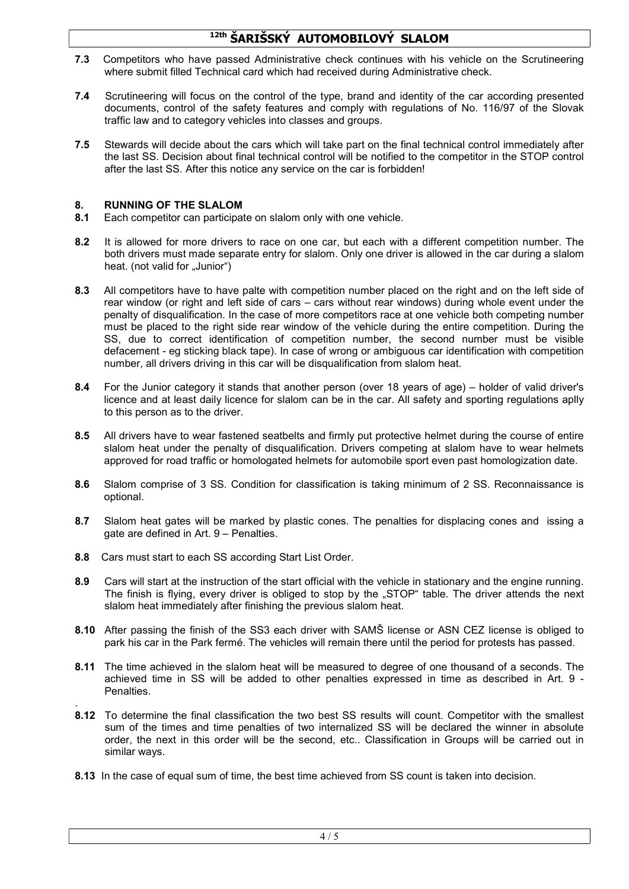**7.3** Competitors who have passed Administrative check continues with his vehicle on the Scrutineering where submit filled Technical card which had received during Administrative check.

**7.4** Scrutineering will focus on the control of the type, brand and identity of the car according presented documents, control of the safety features and comply with regulations of No. 116/97 of the Slovak traffic law and to category vehicles into classes and groups.

**7.5** Stewards will decide about the cars which will take part on the final technical control immediately after the last SS. Decision about final technical control will be notified to the competitor in the STOP control after the last SS. After this notice any service on the car is forbidden!

## 8. RUNNING OF THE SLALOM

**8.1** Each competitor can participate on slalom only with one vehicle.

**8.2** It is allowed for more drivers to race on one car, but each with a different competition number. The both drivers must made separate entry for slalom. Only one driver is allowed in the car during a slalom heat. (not valid for „Junior")

**8.3** All competitors have to have palte with competition number placed on the right and on the left side of rear window (or right and left side of cars – cars without rear windows) during whole event under the penalty of disqualification. In the case of more competitors race at one vehicle both competing number must be placed to the right side rear window of the vehicle during the entire competition. During the SS, due to correct identification of competition number, the second number must be visible defacement - eg sticking black tape). In case of wrong or ambiguous car identification with competition number, all drivers driving in this car will be disqualification from slalom heat.

**8.4** For the Junior category it stands that another person (over 18 years of age) – holder of valid driver's licence and at least daily licence for slalom can be in the car. All safety and sporting regulations aplly to this person as to the driver.

**8.5** All drivers have to wear fastened seatbelts and firmly put protective helmet during the course of entire slalom heat under the penalty of disqualification. Drivers competing at slalom have to wear helmets approved for road traffic or homologated helmets for automobile sport even past homologization date.

**8.6** Slalom comprise of 3 SS. Condition for classification is taking minimum of 2 SS. Reconnaissance is optional.

**8.7** Slalom heat gates will be marked by plastic cones. The penalties for displacing cones and issing a gate are defined in Art. 9 – Penalties.

**8.8** Cars must start to each SS according Start List Order.

**8.9** Cars will start at the instruction of the start official with the vehicle in stationary and the engine running. The finish is flying, every driver is obliged to stop by the „STOP" table. The driver attends the next slalom heat immediately after finishing the previous slalom heat.

**8.10** After passing the finish of the SS3 each driver with SAMŠ license or ASN CEZ license is obliged to park his car in the Park fermé. The vehicles will remain there until the period for protests has passed.

**8.11** The time achieved in the slalom heat will be measured to degree of one thousand of a seconds. The achieved time in SS will be added to other penalties expressed in time as described in Art. 9 - Penalties.

**8.12** To determine the final classification the two best SS results will count. Competitor with the smallest sum of the times and time penalties of two internalized SS will be declared the winner in absolute order, the next in this order will be the second, etc.. Classification in Groups will be carried out in similar ways.

**8.13** In the case of equal sum of time, the best time achieved from SS count is taken into decision.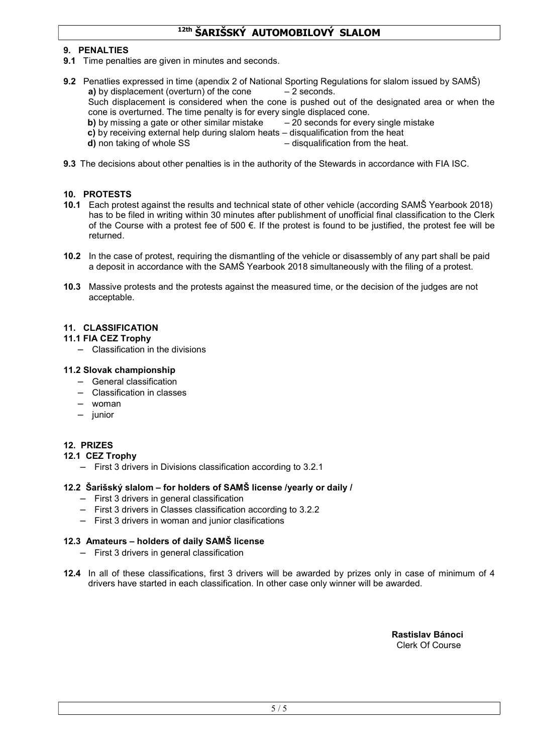## 9. PENALTIES

**9.1** Time penalties are given in minutes and seconds.

**9.2** Penatlies expressed in time (apendix 2 of National Sporting Regulations for slalom issued by SAMŠ)

**a)** by displacement (overturn) of the cone – 2 seconds.
Such displacement is considered when the cone is pushed out of the designated area or when the cone is overturned. The time penalty is for every single displaced cone.
**b)** by missing a gate or other similar mistake – 20 seconds for every single mistake
**c)** by receiving external help during slalom heats – disqualification from the heat
**d)** non taking of whole SS – disqualification from the heat.

**9.3** The decisions about other penalties is in the authority of the Stewards in accordance with FIA ISC.

## 10. PROTESTS

**10.1** Each protest against the results and technical state of other vehicle (according SAMŠ Yearbook 2018) has to be filed in writing within 30 minutes after publishment of unofficial final classification to the Clerk of the Course with a protest fee of 500 €. If the protest is found to be justified, the protest fee will be returned.

**10.2** In the case of protest, requiring the dismantling of the vehicle or disassembly of any part shall be paid a deposit in accordance with the SAMŠ Yearbook 2018 simultaneously with the filing of a protest.

**10.3** Massive protests and the protests against the measured time, or the decision of the judges are not acceptable.

## 11. CLASSIFICATION

### 11.1 FIA CEZ Trophy

- Classification in the divisions

### 11.2 Slovak championship

- General classification
- Classification in classes
- woman
- junior

## 12. PRIZES

### 12.1 CEZ Trophy

- First 3 drivers in Divisions classification according to 3.2.1

### 12.2 Šarišský slalom – for holders of SAMŠ license /yearly or daily /

- First 3 drivers in general classification
- First 3 drivers in Classes classification according to 3.2.2
- First 3 drivers in woman and junior clasifications

### 12.3 Amateurs – holders of daily SAMŠ license

- First 3 drivers in general classification

**12.4** In all of these classifications, first 3 drivers will be awarded by prizes only in case of minimum of 4 drivers have started in each classification. In other case only winner will be awarded.

**Rastislav Bánoci**
Clerk Of Course